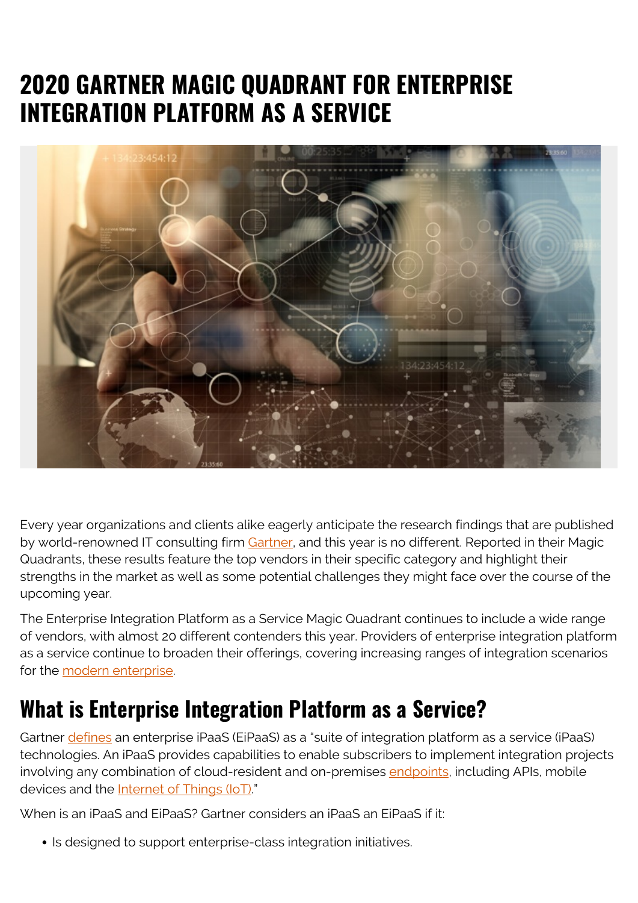# 2020 GARTNER MAGIC QUADRANT FOR ENTERPRISE INTEGRATION PLATFORM AS A SERVICE

Every year organizations and clients alike eagerly anticipate the research findings that are published by world-renowned IT consulting firm Gartner, and this year is no different. Reported in their Magic Quadrants, these results feature the top vendors in their specific category and highlight their strengths in the market as well as some potential challenges they might face over the course of the upcoming year.

The Enterprise Integration Platform as a Service Magic Quadrant continues to include a wide range of vendors, with almost 20 different contenders this year. Providers of enterprise integration platform as a service continue to broaden their offerings, covering increasing ranges of integration scenarios for the modern enterprise.

## What is Enterprise Integration Platform as a Service?

Gartner defines an enterprise iPaaS (EiPaaS) as a "suite of integration platform as a service (iPaaS) technologies. An iPaaS provides capabilities to enable subscribers to implement integration projects involving any combination of cloud-resident and on-premises endpoints, including APIs, mobile devices and the Internet of Things (IoT)."

When is an iPaaS and EiPaaS? Gartner considers an iPaaS an EiPaaS if it:

- Is designed to support enterprise-class integration initiatives.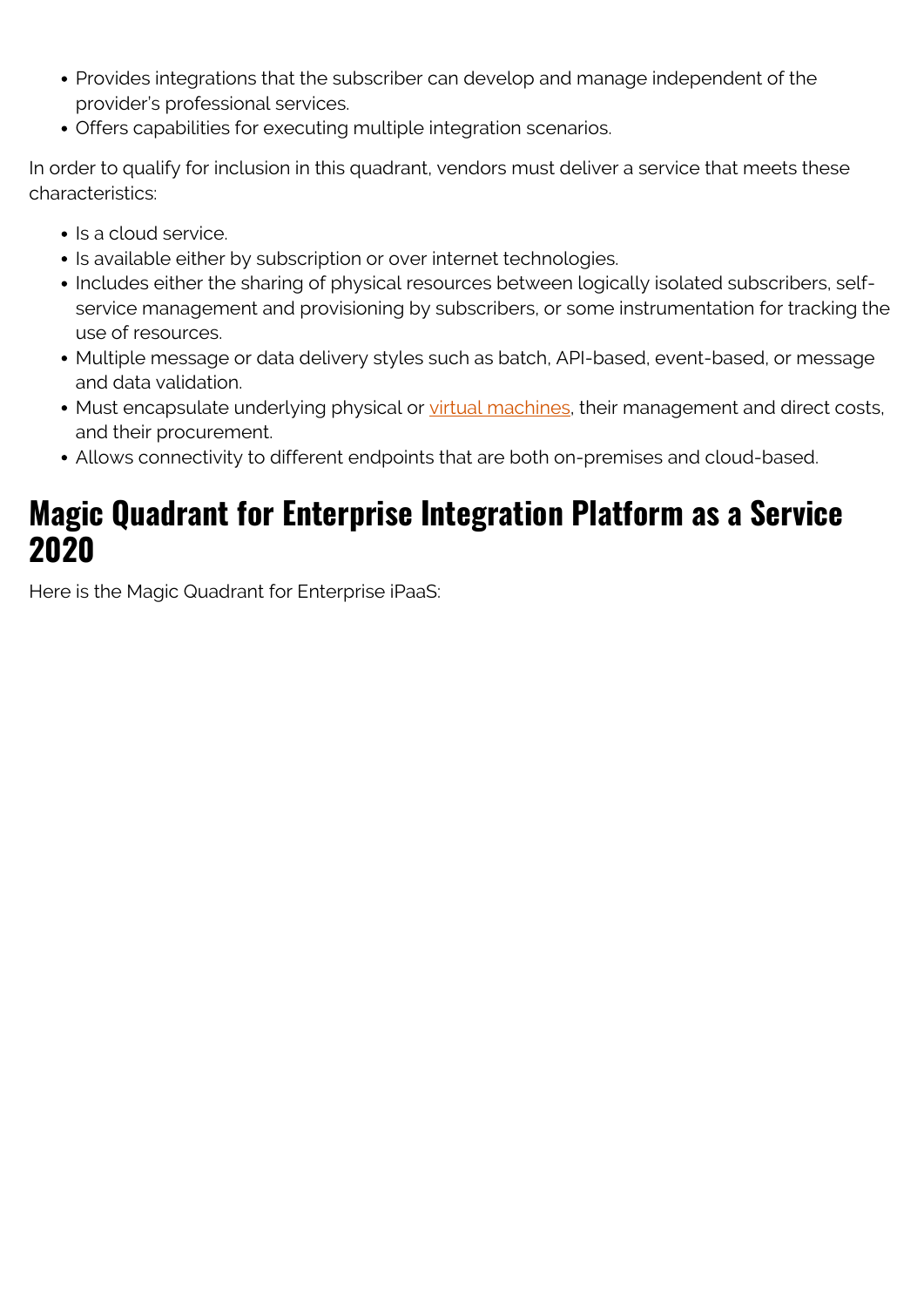- Provides integrations that the subscriber can develop and manage independent of the provider's professional services.
- Offers capabilities for executing multiple integration scenarios.

In order to qualify for inclusion in this quadrant, vendors must deliver a service that meets these characteristics:

- Is a cloud service.
- Is available either by subscription or over internet technologies.
- Includes either the sharing of physical resources between logically isolated subscribers, self-service management and provisioning by subscribers, or some instrumentation for tracking the use of resources.
- Multiple message or data delivery styles such as batch, API-based, event-based, or message and data validation.
- Must encapsulate underlying physical or virtual machines, their management and direct costs, and their procurement.
- Allows connectivity to different endpoints that are both on-premises and cloud-based.

## Magic Quadrant for Enterprise Integration Platform as a Service 2020

Here is the Magic Quadrant for Enterprise iPaaS: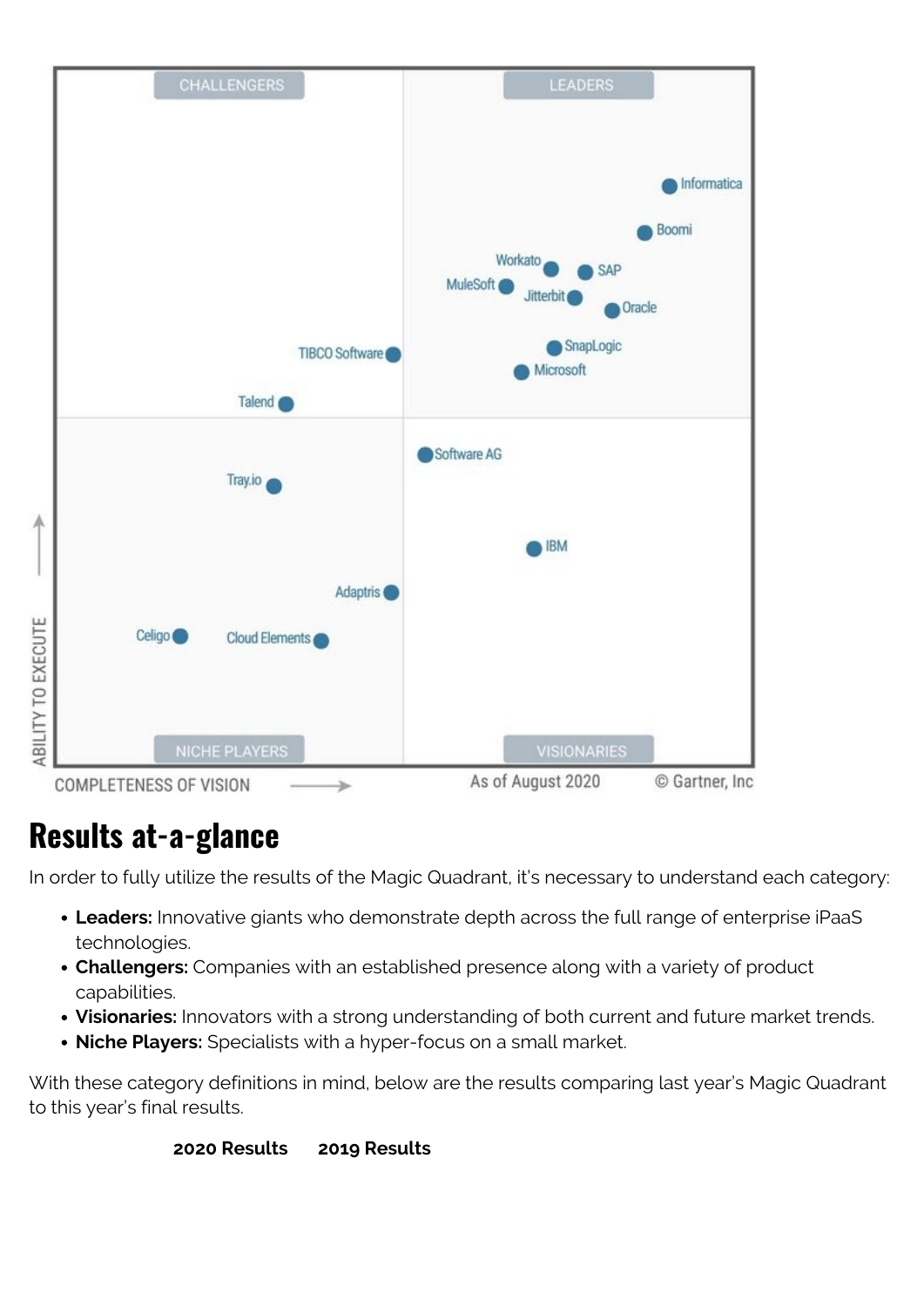## Results at-a-glance

In order to fully utilize the results of the Magic Quadrant, it's necessary to understand each category:

- **Leaders:** Innovative giants who demonstrate depth across the full range of enterprise iPaaS technologies.
- **Challengers:** Companies with an established presence along with a variety of product capabilities.
- **Visionaries:** Innovators with a strong understanding of both current and future market trends.
- **Niche Players:** Specialists with a hyper-focus on a small market.

With these category definitions in mind, below are the results comparing last year's Magic Quadrant to this year's final results.

**2020 Results** **2019 Results**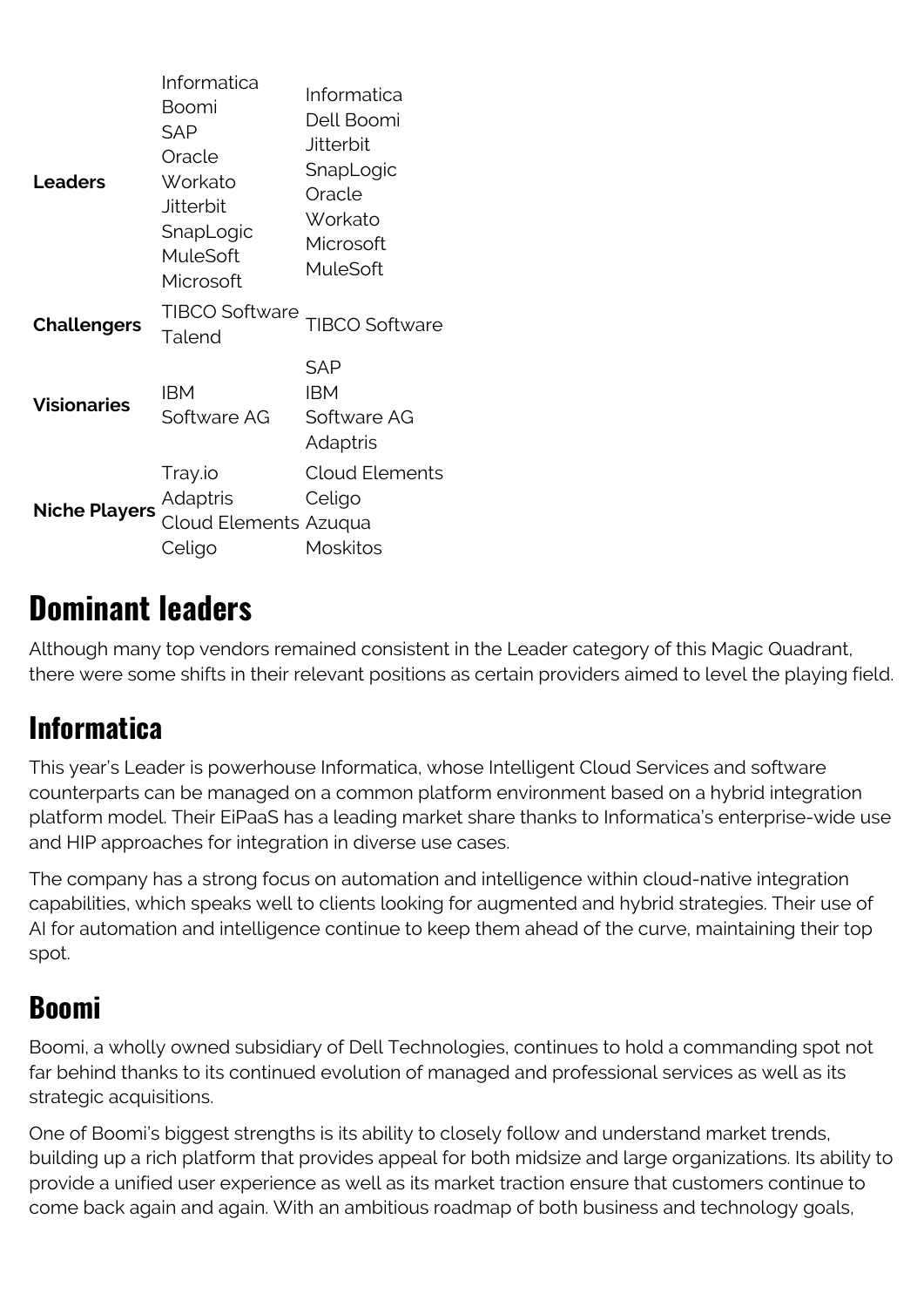| | | |
|---|---|---|
| **Leaders** | Informatica<br>Boomi<br>SAP<br>Oracle<br>Workato<br>Jitterbit<br>SnapLogic<br>MuleSoft<br>Microsoft | Informatica<br>Dell Boomi<br>Jitterbit<br>SnapLogic<br>Oracle<br>Workato<br>Microsoft<br>MuleSoft |
| **Challengers** | TIBCO Software<br>Talend | TIBCO Software |
| **Visionaries** | IBM<br>Software AG | SAP<br>IBM<br>Software AG<br>Adaptris |
| **Niche Players** | Tray.io<br>Adaptris<br>Cloud Elements<br>Celigo | Cloud Elements<br>Celigo<br>Azuqua<br>Moskitos |

## Dominant leaders

Although many top vendors remained consistent in the Leader category of this Magic Quadrant, there were some shifts in their relevant positions as certain providers aimed to level the playing field.

## Informatica

This year's Leader is powerhouse Informatica, whose Intelligent Cloud Services and software counterparts can be managed on a common platform environment based on a hybrid integration platform model. Their EiPaaS has a leading market share thanks to Informatica's enterprise-wide use and HIP approaches for integration in diverse use cases.

The company has a strong focus on automation and intelligence within cloud-native integration capabilities, which speaks well to clients looking for augmented and hybrid strategies. Their use of AI for automation and intelligence continue to keep them ahead of the curve, maintaining their top spot.

## Boomi

Boomi, a wholly owned subsidiary of Dell Technologies, continues to hold a commanding spot not far behind thanks to its continued evolution of managed and professional services as well as its strategic acquisitions.

One of Boomi's biggest strengths is its ability to closely follow and understand market trends, building up a rich platform that provides appeal for both midsize and large organizations. Its ability to provide a unified user experience as well as its market traction ensure that customers continue to come back again and again. With an ambitious roadmap of both business and technology goals,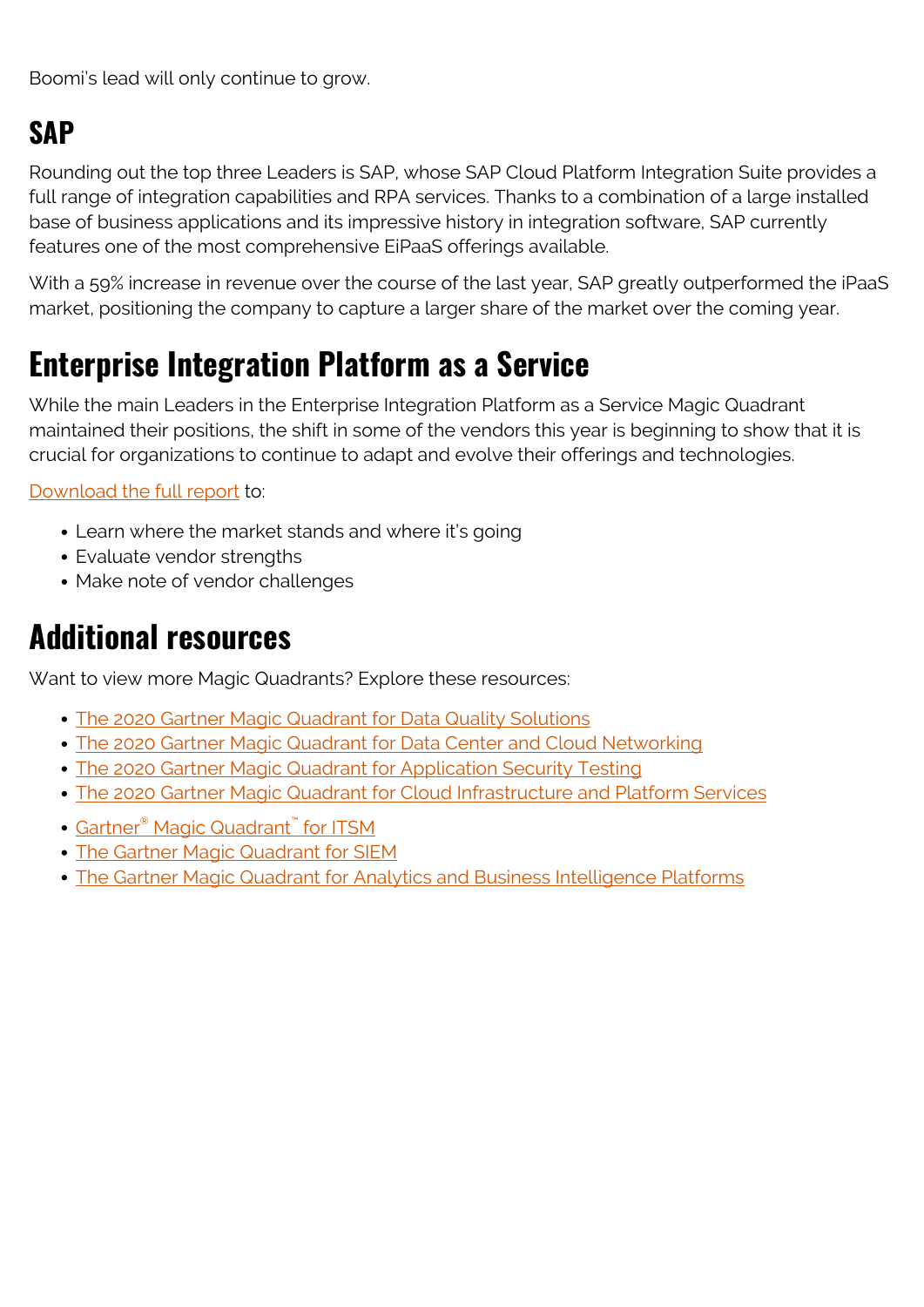Boomi's lead will only continue to grow.

## SAP

Rounding out the top three Leaders is SAP, whose SAP Cloud Platform Integration Suite provides a full range of integration capabilities and RPA services. Thanks to a combination of a large installed base of business applications and its impressive history in integration software, SAP currently features one of the most comprehensive EiPaaS offerings available.

With a 59% increase in revenue over the course of the last year, SAP greatly outperformed the iPaaS market, positioning the company to capture a larger share of the market over the coming year.

# Enterprise Integration Platform as a Service

While the main Leaders in the Enterprise Integration Platform as a Service Magic Quadrant maintained their positions, the shift in some of the vendors this year is beginning to show that it is crucial for organizations to continue to adapt and evolve their offerings and technologies.

Download the full report to:

- Learn where the market stands and where it's going
- Evaluate vendor strengths
- Make note of vendor challenges

# Additional resources

Want to view more Magic Quadrants? Explore these resources:

- The 2020 Gartner Magic Quadrant for Data Quality Solutions
- The 2020 Gartner Magic Quadrant for Data Center and Cloud Networking
- The 2020 Gartner Magic Quadrant for Application Security Testing
- The 2020 Gartner Magic Quadrant for Cloud Infrastructure and Platform Services
- Gartner® Magic Quadrant™ for ITSM
- The Gartner Magic Quadrant for SIEM
- The Gartner Magic Quadrant for Analytics and Business Intelligence Platforms